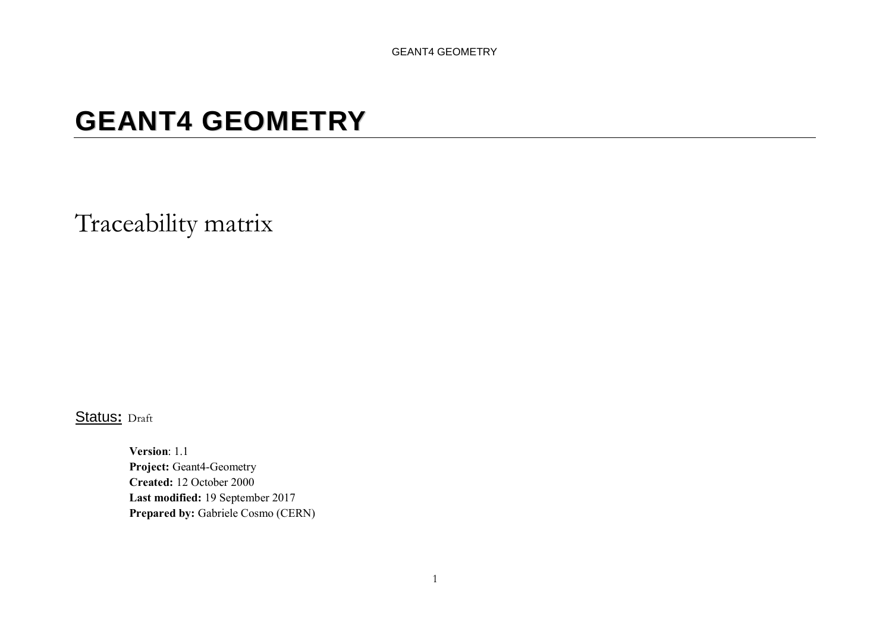# GEANT4 GEOMETRY

Traceability matrix

Status: Draft

**Version**: 1.1
**Project:** Geant4-Geometry
**Created:** 12 October 2000
**Last modified:** 19 September 2017
**Prepared by:** Gabriele Cosmo (CERN)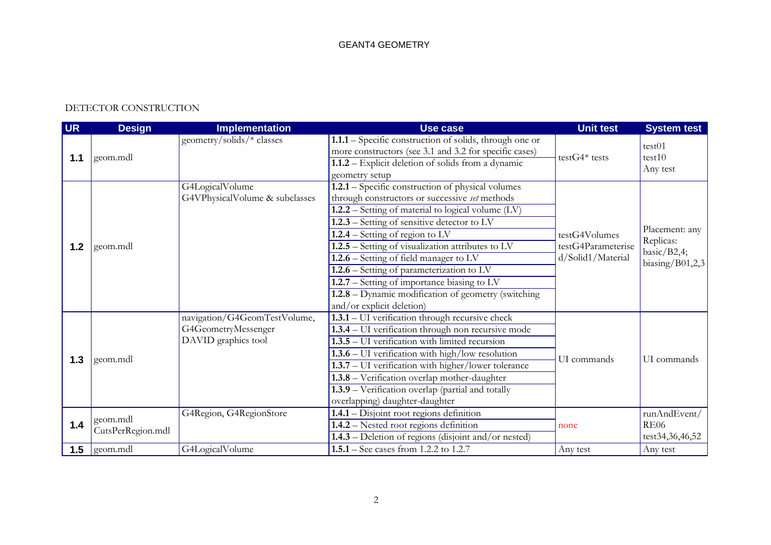DETECTOR CONSTRUCTION

| UR | Design | Implementation | Use case | Unit test | System test |
|---|---|---|---|---|---|
| **1.1** | geom.mdl | geometry/solids/* classes | **1.1.1** – Specific construction of solids, through one or more constructors (see 3.1 and 3.2 for specific cases)<br>**1.1.2** – Explicit deletion of solids from a dynamic geometry setup | testG4* tests | test01<br>test10<br>Any test |
| **1.2** | geom.mdl | G4LogicalVolume<br>G4VPhysicalVolume & subclasses | **1.2.1** – Specific construction of physical volumes through constructors or successive *set* methods<br>**1.2.2** – Setting of material to logical volume (LV)<br>**1.2.3** – Setting of sensitive detector to LV<br>**1.2.4** – Setting of region to LV<br>**1.2.5** – Setting of visualization attributes to LV<br>**1.2.6** – Setting of field manager to LV<br>**1.2.6** – Setting of parameterization to LV<br>**1.2.7** – Setting of importance biasing to LV<br>**1.2.8** – Dynamic modification of geometry (switching and/or explicit deletion) | testG4Volumes<br>testG4Parameterised/Solid1/Material | Placement: any<br>Replicas: basic/B2,4; biasing/B01,2,3 |
| **1.3** | geom.mdl | navigation/G4GeomTestVolume,<br>G4GeometryMessenger<br>DAVID graphics tool | **1.3.1** – UI verification through recursive check<br>**1.3.4** – UI verification through non recursive mode<br>**1.3.5** – UI verification with limited recursion<br>**1.3.6** – UI verification with high/low resolution<br>**1.3.7** – UI verification with higher/lower tolerance<br>**1.3.8** – Verification overlap mother-daughter<br>**1.3.9** – Verification overlap (partial and totally overlapping) daughter-daughter | UI commands | UI commands |
| **1.4** | geom.mdl<br>CutsPerRegion.mdl | G4Region, G4RegionStore | **1.4.1** – Disjoint root regions definition<br>**1.4.2** – Nested root regions definition<br>**1.4.3** – Deletion of regions (disjoint and/or nested) | none | runAndEvent/<br>RE06<br>test34,36,46,52 |
| **1.5** | geom.mdl | G4LogicalVolume | **1.5.1** – See cases from 1.2.2 to 1.2.7 | Any test | Any test |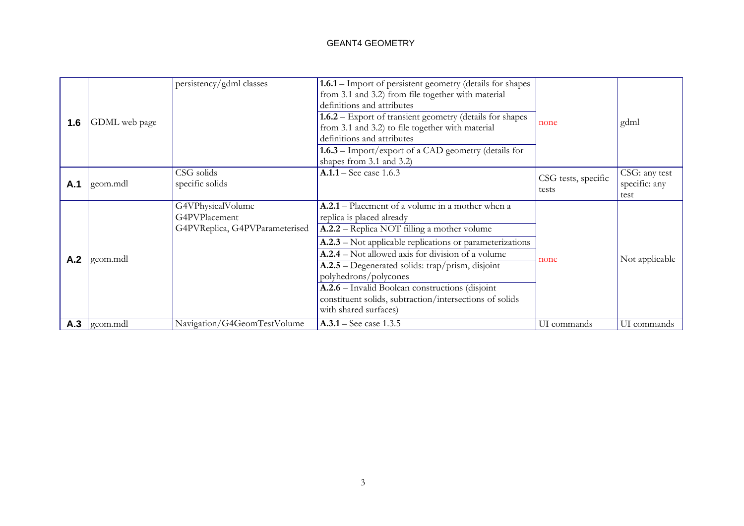| | | | | | |
|---|---|---|---|---|---|
| **1.6** | GDML web page | persistency/gdml classes | **1.6.1** – Import of persistent geometry (details for shapes from 3.1 and 3.2) from file together with material definitions and attributes<br>**1.6.2** – Export of transient geometry (details for shapes from 3.1 and 3.2) to file together with material definitions and attributes<br>**1.6.3** – Import/export of a CAD geometry (details for shapes from 3.1 and 3.2) | none | gdml |
| **A.1** | geom.mdl | CSG solids<br>specific solids | **A.1.1** – See case 1.6.3 | CSG tests, specific tests | CSG: any test<br>specific: any test |
| **A.2** | geom.mdl | G4VPhysicalVolume<br>G4PVPlacement<br>G4PVReplica, G4PVParameterised | **A.2.1** – Placement of a volume in a mother when a replica is placed already<br>**A.2.2** – Replica NOT filling a mother volume<br>**A.2.3** – Not applicable replications or parameterizations<br>**A.2.4** – Not allowed axis for division of a volume<br>**A.2.5** – Degenerated solids: trap/prism, disjoint polyhedrons/polycones<br>**A.2.6** – Invalid Boolean constructions (disjoint constituent solids, subtraction/intersections of solids with shared surfaces) | none | Not applicable |
| **A.3** | geom.mdl | Navigation/G4GeomTestVolume | **A.3.1** – See case 1.3.5 | UI commands | UI commands |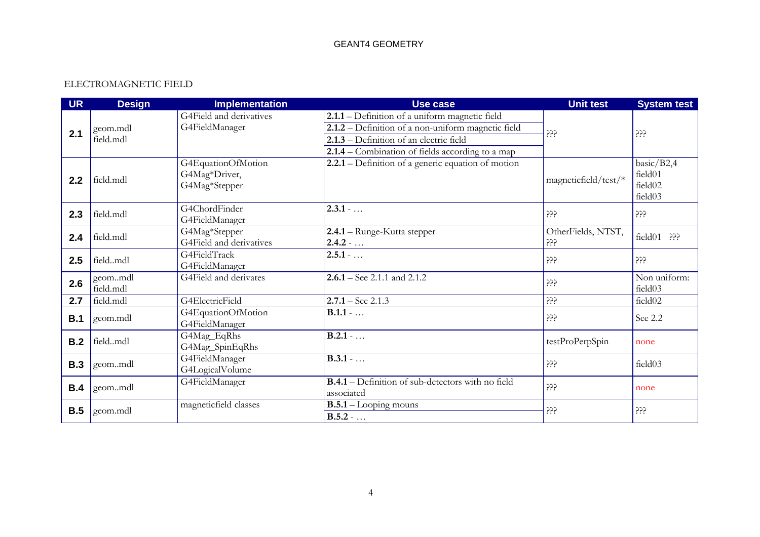ELECTROMAGNETIC FIELD

| UR | Design | Implementation | Use case | Unit test | System test |
|---|---|---|---|---|---|
| **2.1** | geom.mdl<br>field.mdl | G4Field and derivatives<br>G4FieldManager | **2.1.1** – Definition of a uniform magnetic field<br>**2.1.2** – Definition of a non-uniform magnetic field<br>**2.1.3** – Definition of an electric field<br>**2.1.4** – Combination of fields according to a map | ??? | ??? |
| **2.2** | field.mdl | G4EquationOfMotion<br>G4Mag*Driver,<br>G4Mag*Stepper | **2.2.1** – Definition of a generic equation of motion | magneticfield/test/* | basic/B2,4<br>field01<br>field02<br>field03 |
| **2.3** | field.mdl | G4ChordFinder<br>G4FieldManager | **2.3.1** - … | ??? | ??? |
| **2.4** | field.mdl | G4Mag*Stepper<br>G4Field and derivatives | **2.4.1** – Runge-Kutta stepper<br>**2.4.2** - … | OtherFields, NTST, ??? | field01 ??? |
| **2.5** | field..mdl | G4FieldTrack<br>G4FieldManager | **2.5.1** - … | ??? | ??? |
| **2.6** | geom..mdl<br>field.mdl | G4Field and derivates | **2.6.1** – See 2.1.1 and 2.1.2 | ??? | Non uniform: field03 |
| **2.7** | field.mdl | G4ElectricField | **2.7.1** – See 2.1.3 | ??? | field02 |
| **B.1** | geom.mdl | G4EquationOfMotion<br>G4FieldManager | **B.1.1** - … | ??? | See 2.2 |
| **B.2** | field..mdl | G4Mag_EqRhs<br>G4Mag_SpinEqRhs | **B.2.1** - … | testProPerpSpin | none |
| **B.3** | geom..mdl | G4FieldManager<br>G4LogicalVolume | **B.3.1** - … | ??? | field03 |
| **B.4** | geom..mdl | G4FieldManager | **B.4.1** – Definition of sub-detectors with no field associated | ??? | none |
| **B.5** | geom.mdl | magneticfield classes | **B.5.1** – Looping mouns<br>**B.5.2** - … | ??? | ??? |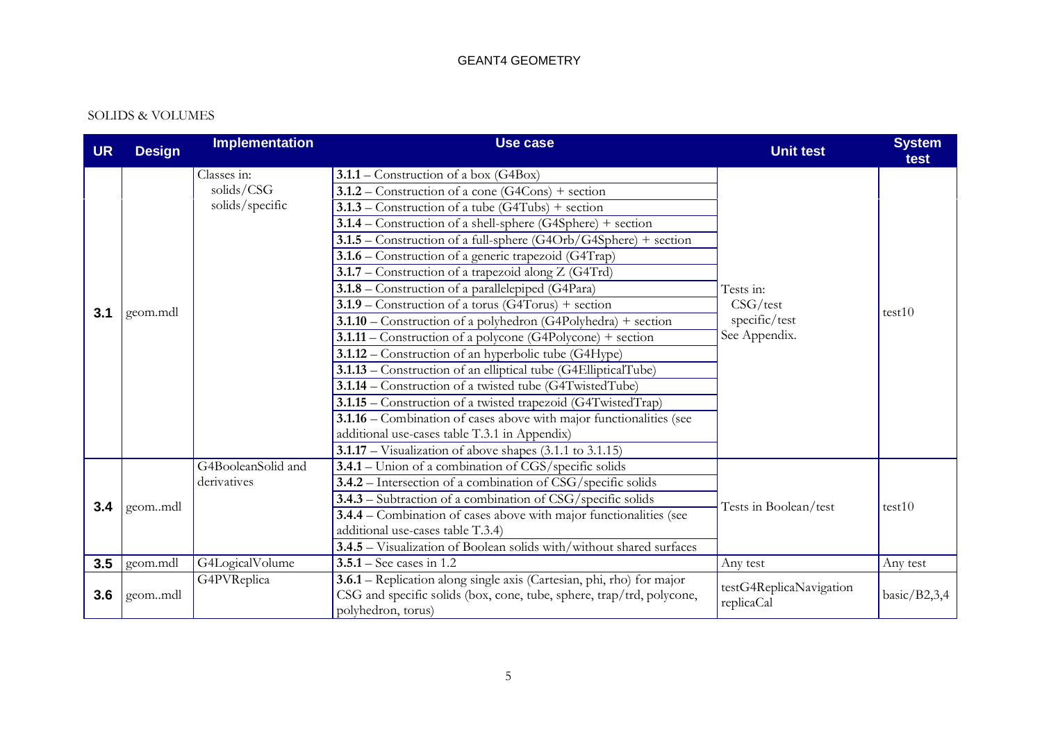SOLIDS & VOLUMES

| UR | Design | Implementation | Use case | Unit test | System test |
|---|---|---|---|---|---|
| 3.1 | geom.mdl | Classes in: solids/CSG solids/specific | **3.1.1** – Construction of a box (G4Box) | Tests in: CSG/test specific/test See Appendix. | test10 |
| | | | **3.1.2** – Construction of a cone (G4Cons) + section | | |
| | | | **3.1.3** – Construction of a tube (G4Tubs) + section | | |
| | | | **3.1.4** – Construction of a shell-sphere (G4Sphere) + section | | |
| | | | **3.1.5** – Construction of a full-sphere (G4Orb/G4Sphere) + section | | |
| | | | **3.1.6** – Construction of a generic trapezoid (G4Trap) | | |
| | | | **3.1.7** – Construction of a trapezoid along Z (G4Trd) | | |
| | | | **3.1.8** – Construction of a parallelepiped (G4Para) | | |
| | | | **3.1.9** – Construction of a torus (G4Torus) + section | | |
| | | | **3.1.10** – Construction of a polyhedron (G4Polyhedra) + section | | |
| | | | **3.1.11** – Construction of a polycone (G4Polycone) + section | | |
| | | | **3.1.12** – Construction of an hyperbolic tube (G4Hype) | | |
| | | | **3.1.13** – Construction of an elliptical tube (G4EllipticalTube) | | |
| | | | **3.1.14** – Construction of a twisted tube (G4TwistedTube) | | |
| | | | **3.1.15** – Construction of a twisted trapezoid (G4TwistedTrap) | | |
| | | | **3.1.16** – Combination of cases above with major functionalities (see additional use-cases table T.3.1 in Appendix) | | |
| | | | **3.1.17** – Visualization of above shapes (3.1.1 to 3.1.15) | | |
| 3.4 | geom..mdl | G4BooleanSolid and derivatives | **3.4.1** – Union of a combination of CGS/specific solids | Tests in Boolean/test | test10 |
| | | | **3.4.2** – Intersection of a combination of CSG/specific solids | | |
| | | | **3.4.3** – Subtraction of a combination of CSG/specific solids | | |
| | | | **3.4.4** – Combination of cases above with major functionalities (see additional use-cases table T.3.4) | | |
| | | | **3.4.5** – Visualization of Boolean solids with/without shared surfaces | | |
| 3.5 | geom.mdl | G4LogicalVolume | **3.5.1** – See cases in 1.2 | Any test | Any test |
| 3.6 | geom..mdl | G4PVReplica | **3.6.1** – Replication along single axis (Cartesian, phi, rho) for major CSG and specific solids (box, cone, tube, sphere, trap/trd, polycone, polyhedron, torus) | testG4ReplicaNavigation replicaCal | basic/B2,3,4 |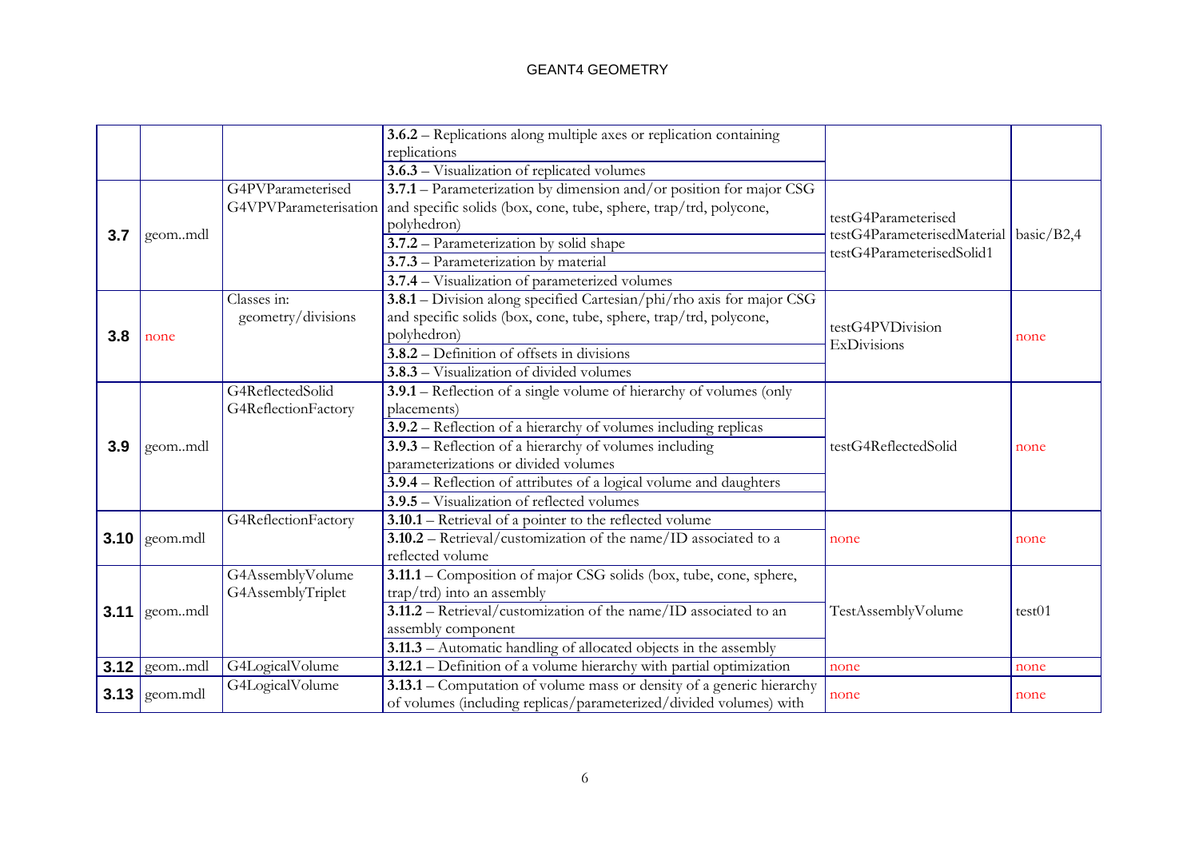| | | | | | |
|---|---|---|---|---|---|
| | | | **3.6.2** – Replications along multiple axes or replication containing replications<br>**3.6.3** – Visualization of replicated volumes | | |
| **3.7** | geom..mdl | G4PVParameterised<br>G4VPVParameterisation | **3.7.1** – Parameterization by dimension and/or position for major CSG and specific solids (box, cone, tube, sphere, trap/trd, polycone, polyhedron)<br>**3.7.2** – Parameterization by solid shape<br>**3.7.3** – Parameterization by material<br>**3.7.4** – Visualization of parameterized volumes | testG4Parameterised<br>testG4ParameterisedMaterial<br>testG4ParameterisedSolid1 | basic/B2,4 |
| **3.8** | none | Classes in:<br>geometry/divisions | **3.8.1** – Division along specified Cartesian/phi/rho axis for major CSG and specific solids (box, cone, tube, sphere, trap/trd, polycone, polyhedron)<br>**3.8.2** – Definition of offsets in divisions<br>**3.8.3** – Visualization of divided volumes | testG4PVDivision<br>ExDivisions | none |
| **3.9** | geom..mdl | G4ReflectedSolid<br>G4ReflectionFactory | **3.9.1** – Reflection of a single volume of hierarchy of volumes (only placements)<br>**3.9.2** – Reflection of a hierarchy of volumes including replicas<br>**3.9.3** – Reflection of a hierarchy of volumes including parameterizations or divided volumes<br>**3.9.4** – Reflection of attributes of a logical volume and daughters<br>**3.9.5** – Visualization of reflected volumes | testG4ReflectedSolid | none |
| **3.10** | geom.mdl | G4ReflectionFactory | **3.10.1** – Retrieval of a pointer to the reflected volume<br>**3.10.2** – Retrieval/customization of the name/ID associated to a reflected volume | none | none |
| **3.11** | geom..mdl | G4AssemblyVolume<br>G4AssemblyTriplet | **3.11.1** – Composition of major CSG solids (box, tube, cone, sphere, trap/trd) into an assembly<br>**3.11.2** – Retrieval/customization of the name/ID associated to an assembly component<br>**3.11.3** – Automatic handling of allocated objects in the assembly | TestAssemblyVolume | test01 |
| **3.12** | geom..mdl | G4LogicalVolume | **3.12.1** – Definition of a volume hierarchy with partial optimization | none | none |
| **3.13** | geom.mdl | G4LogicalVolume | **3.13.1** – Computation of volume mass or density of a generic hierarchy of volumes (including replicas/parameterized/divided volumes) with | none | none |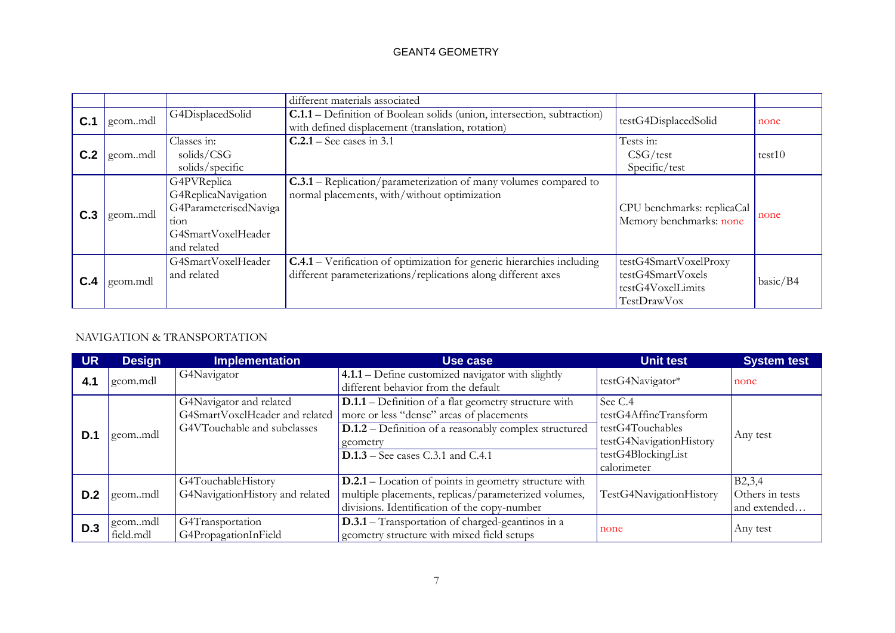| | | | different materials associated | | |
|---|---|---|---|---|---|
| **C.1** | geom..mdl | G4DisplacedSolid | **C.1.1** – Definition of Boolean solids (union, intersection, subtraction) with defined displacement (translation, rotation) | testG4DisplacedSolid | none |
| **C.2** | geom..mdl | Classes in: solids/CSG solids/specific | **C.2.1** – See cases in 3.1 | Tests in: CSG/test Specific/test | test10 |
| **C.3** | geom..mdl | G4PVReplica G4ReplicaNavigation G4ParameterisedNavigation G4SmartVoxelHeader and related | **C.3.1** – Replication/parameterization of many volumes compared to normal placements, with/without optimization | CPU benchmarks: replicaCal Memory benchmarks: none | none |
| **C.4** | geom.mdl | G4SmartVoxelHeader and related | **C.4.1** – Verification of optimization for generic hierarchies including different parameterizations/replications along different axes | testG4SmartVoxelProxy testG4SmartVoxels testG4VoxelLimits TestDrawVox | basic/B4 |

NAVIGATION & TRANSPORTATION

| UR | Design | Implementation | Use case | Unit test | System test |
|---|---|---|---|---|---|
| **4.1** | geom.mdl | G4Navigator | **4.1.1** – Define customized navigator with slightly different behavior from the default | testG4Navigator* | none |
| **D.1** | geom..mdl | G4Navigator and related G4SmartVoxelHeader and related G4VTouchable and subclasses | **D.1.1** – Definition of a flat geometry structure with more or less "dense" areas of placements<br>**D.1.2** – Definition of a reasonably complex structured geometry<br>**D.1.3** – See cases C.3.1 and C.4.1 | See C.4 testG4AffineTransform testG4Touchables testG4NavigationHistory testG4BlockingList calorimeter | Any test |
| **D.2** | geom..mdl | G4TouchableHistory G4NavigationHistory and related | **D.2.1** – Location of points in geometry structure with multiple placements, replicas/parameterized volumes, divisions. Identification of the copy-number | TestG4NavigationHistory | B2,3,4 Others in tests and extended… |
| **D.3** | geom..mdl field.mdl | G4Transportation G4PropagationInField | **D.3.1** – Transportation of charged-geantinos in a geometry structure with mixed field setups | none | Any test |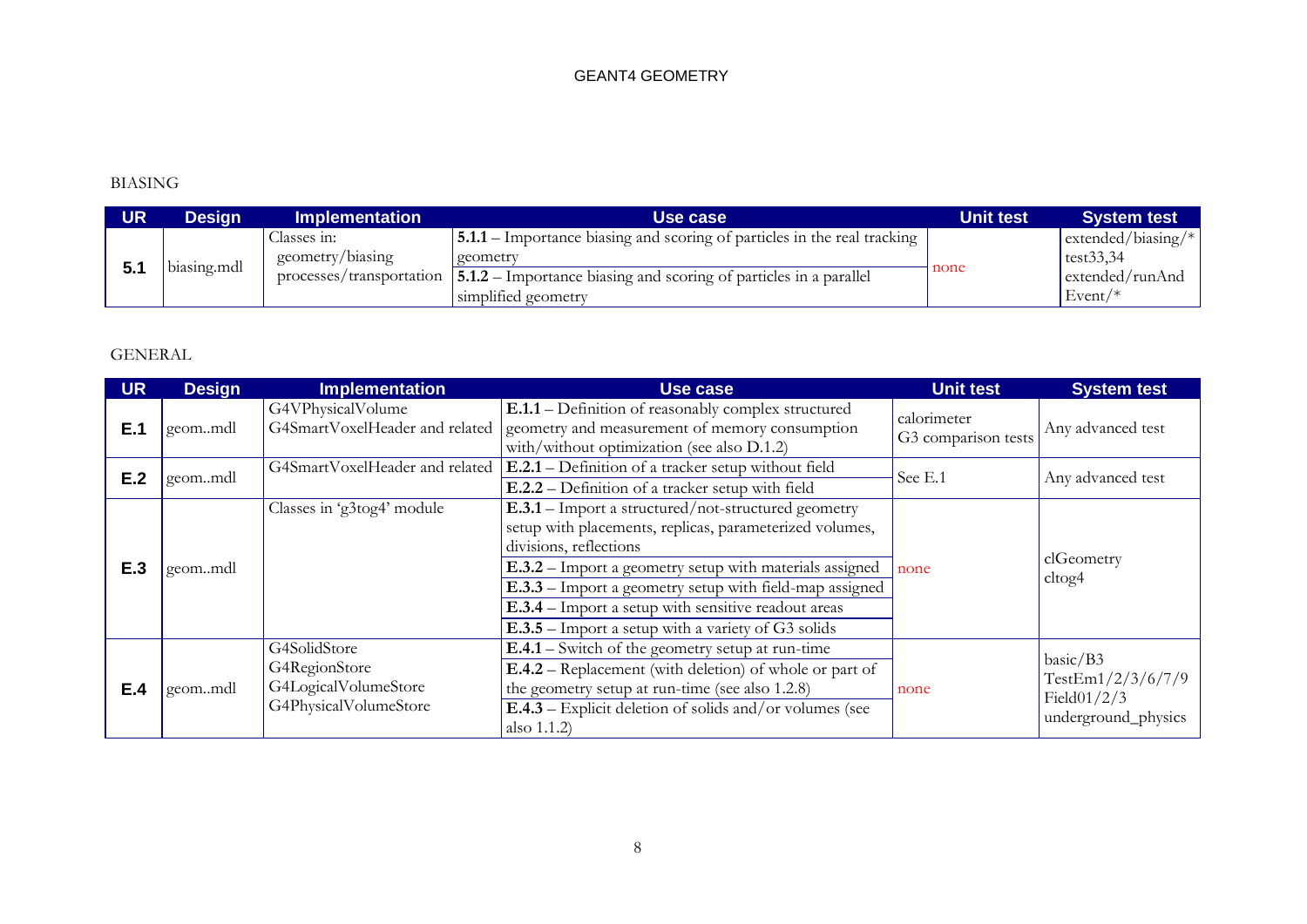## BIASING

| UR | Design | Implementation | Use case | Unit test | System test |
|---|---|---|---|---|---|
| **5.1** | biasing.mdl | Classes in: geometry/biasing processes/transportation | **5.1.1** – Importance biasing and scoring of particles in the real tracking geometry | none | extended/biasing/* test33,34 extended/runAndEvent/* |
| | | | **5.1.2** – Importance biasing and scoring of particles in a parallel simplified geometry | | |

## GENERAL

| UR | Design | Implementation | Use case | Unit test | System test |
|---|---|---|---|---|---|
| **E.1** | geom..mdl | G4VPhysicalVolume G4SmartVoxelHeader and related | **E.1.1** – Definition of reasonably complex structured geometry and measurement of memory consumption with/without optimization (see also D.1.2) | calorimeter G3 comparison tests | Any advanced test |
| **E.2** | geom..mdl | G4SmartVoxelHeader and related | **E.2.1** – Definition of a tracker setup without field | See E.1 | Any advanced test |
| | | | **E.2.2** – Definition of a tracker setup with field | | |
| **E.3** | geom..mdl | Classes in 'g3tog4' module | **E.3.1** – Import a structured/not-structured geometry setup with placements, replicas, parameterized volumes, divisions, reflections | none | clGeometry cltog4 |
| | | | **E.3.2** – Import a geometry setup with materials assigned | | |
| | | | **E.3.3** – Import a geometry setup with field-map assigned | | |
| | | | **E.3.4** – Import a setup with sensitive readout areas | | |
| | | | **E.3.5** – Import a setup with a variety of G3 solids | | |
| **E.4** | geom..mdl | G4SolidStore G4RegionStore G4LogicalVolumeStore G4PhysicalVolumeStore | **E.4.1** – Switch of the geometry setup at run-time | none | basic/B3 TestEm1/2/3/6/7/9 Field01/2/3 underground_physics |
| | | | **E.4.2** – Replacement (with deletion) of whole or part of the geometry setup at run-time (see also 1.2.8) | | |
| | | | **E.4.3** – Explicit deletion of solids and/or volumes (see also 1.1.2) | | |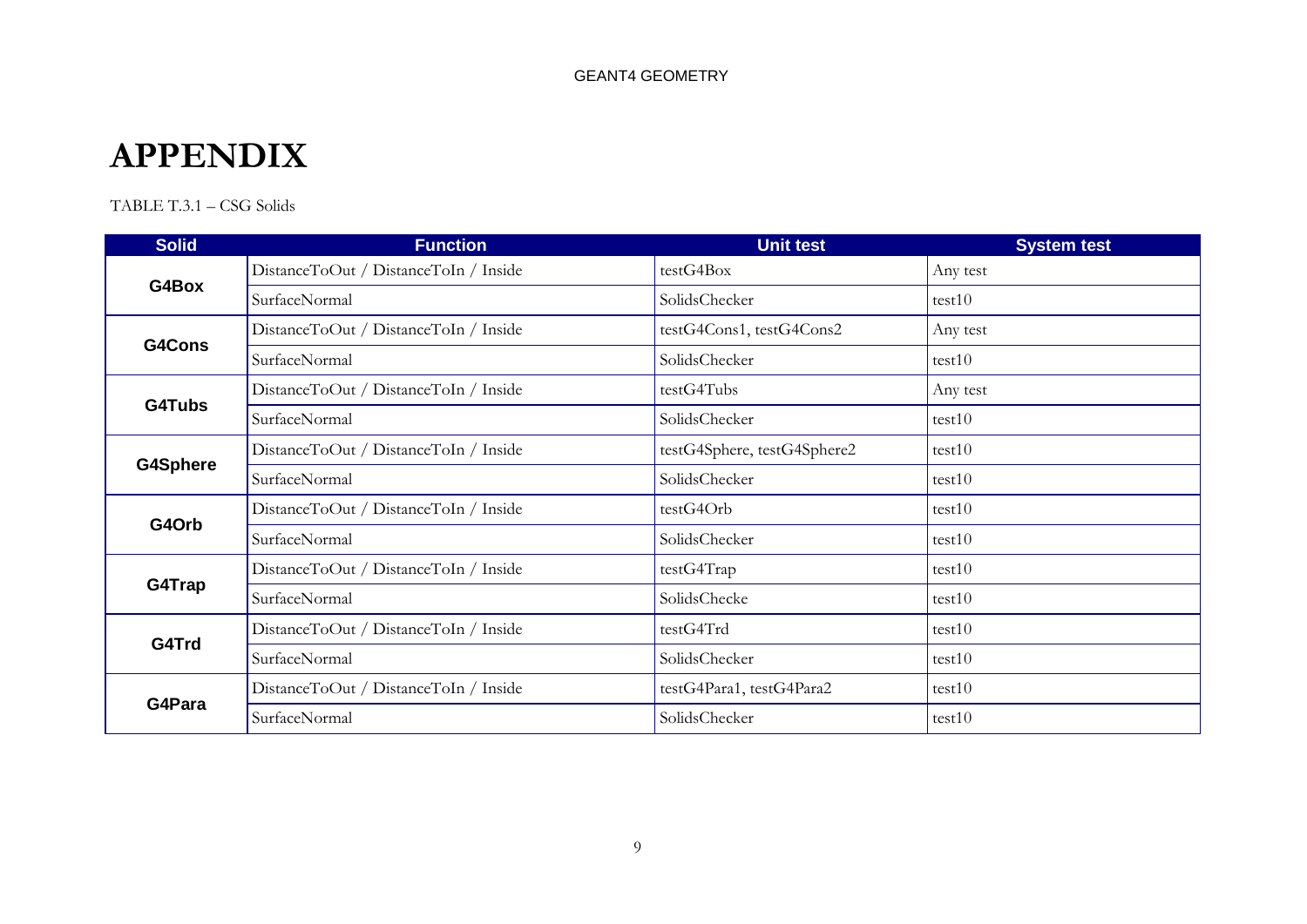# APPENDIX

TABLE T.3.1 – CSG Solids

| Solid | Function | Unit test | System test |
|---|---|---|---|
| **G4Box** | DistanceToOut / DistanceToIn / Inside | testG4Box | Any test |
| | SurfaceNormal | SolidsChecker | test10 |
| **G4Cons** | DistanceToOut / DistanceToIn / Inside | testG4Cons1, testG4Cons2 | Any test |
| | SurfaceNormal | SolidsChecker | test10 |
| **G4Tubs** | DistanceToOut / DistanceToIn / Inside | testG4Tubs | Any test |
| | SurfaceNormal | SolidsChecker | test10 |
| **G4Sphere** | DistanceToOut / DistanceToIn / Inside | testG4Sphere, testG4Sphere2 | test10 |
| | SurfaceNormal | SolidsChecker | test10 |
| **G4Orb** | DistanceToOut / DistanceToIn / Inside | testG4Orb | test10 |
| | SurfaceNormal | SolidsChecker | test10 |
| **G4Trap** | DistanceToOut / DistanceToIn / Inside | testG4Trap | test10 |
| | SurfaceNormal | SolidsChecke | test10 |
| **G4Trd** | DistanceToOut / DistanceToIn / Inside | testG4Trd | test10 |
| | SurfaceNormal | SolidsChecker | test10 |
| **G4Para** | DistanceToOut / DistanceToIn / Inside | testG4Para1, testG4Para2 | test10 |
| | SurfaceNormal | SolidsChecker | test10 |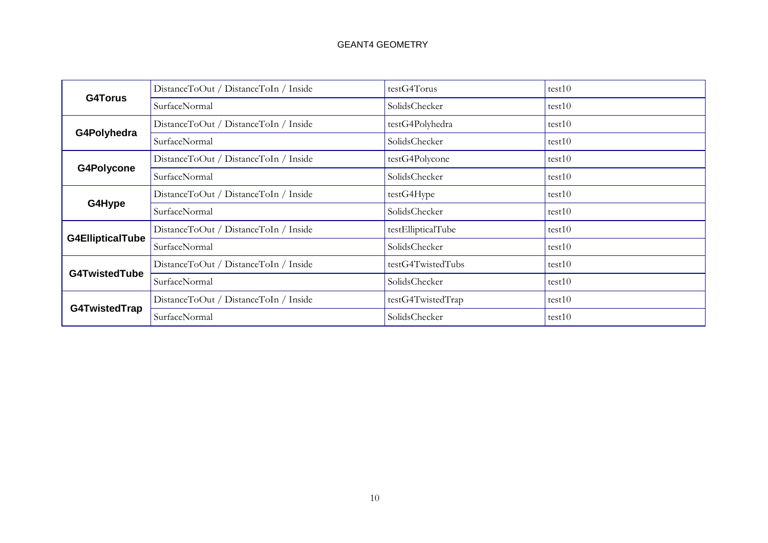| | | | |
|---|---|---|---|
| **G4Torus** | DistanceToOut / DistanceToIn / Inside | testG4Torus | test10 |
| | SurfaceNormal | SolidsChecker | test10 |
| **G4Polyhedra** | DistanceToOut / DistanceToIn / Inside | testG4Polyhedra | test10 |
| | SurfaceNormal | SolidsChecker | test10 |
| **G4Polycone** | DistanceToOut / DistanceToIn / Inside | testG4Polycone | test10 |
| | SurfaceNormal | SolidsChecker | test10 |
| **G4Hype** | DistanceToOut / DistanceToIn / Inside | testG4Hype | test10 |
| | SurfaceNormal | SolidsChecker | test10 |
| **G4EllipticalTube** | DistanceToOut / DistanceToIn / Inside | testEllipticalTube | test10 |
| | SurfaceNormal | SolidsChecker | test10 |
| **G4TwistedTube** | DistanceToOut / DistanceToIn / Inside | testG4TwistedTubs | test10 |
| | SurfaceNormal | SolidsChecker | test10 |
| **G4TwistedTrap** | DistanceToOut / DistanceToIn / Inside | testG4TwistedTrap | test10 |
| | SurfaceNormal | SolidsChecker | test10 |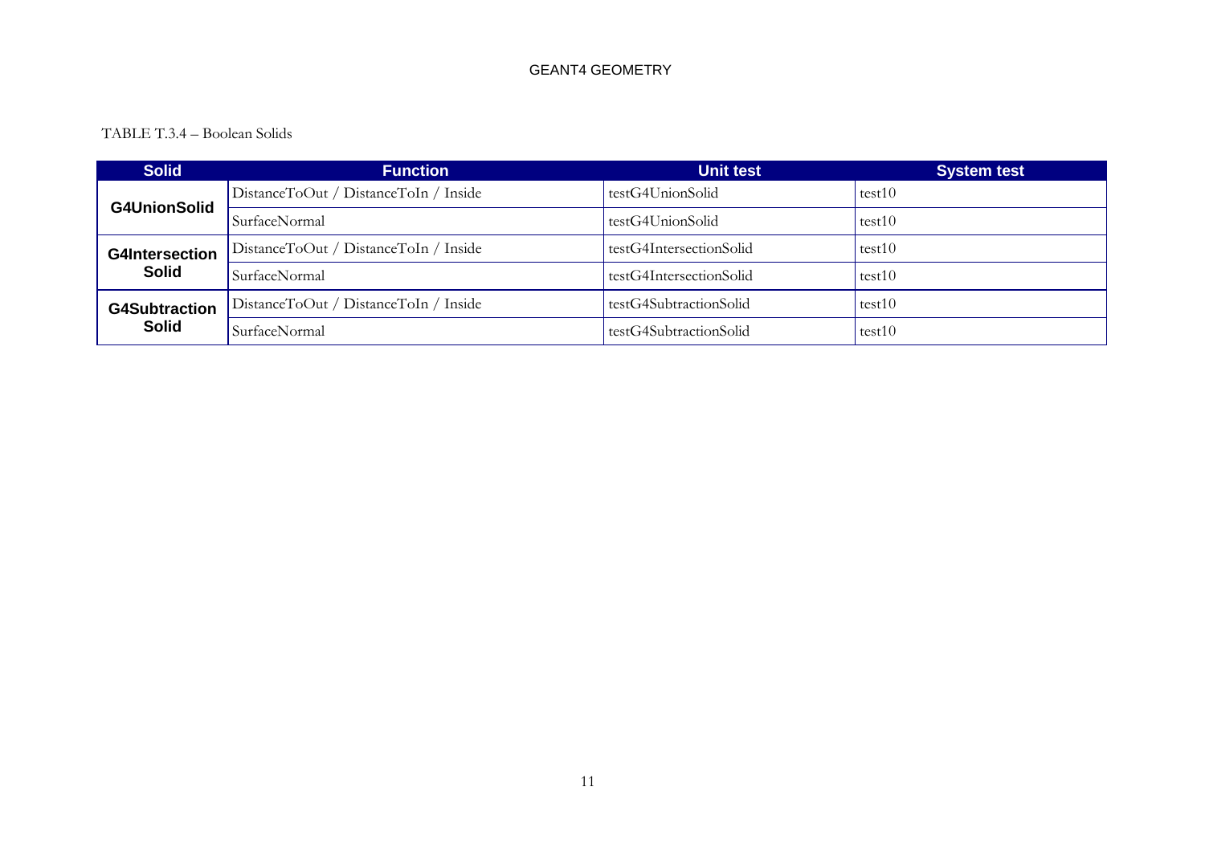TABLE T.3.4 – Boolean Solids

| Solid | Function | Unit test | System test |
| --- | --- | --- | --- |
| **G4UnionSolid** | DistanceToOut / DistanceToIn / Inside | testG4UnionSolid | test10 |
| | SurfaceNormal | testG4UnionSolid | test10 |
| **G4Intersection Solid** | DistanceToOut / DistanceToIn / Inside | testG4IntersectionSolid | test10 |
| | SurfaceNormal | testG4IntersectionSolid | test10 |
| **G4Subtraction Solid** | DistanceToOut / DistanceToIn / Inside | testG4SubtractionSolid | test10 |
| | SurfaceNormal | testG4SubtractionSolid | test10 |